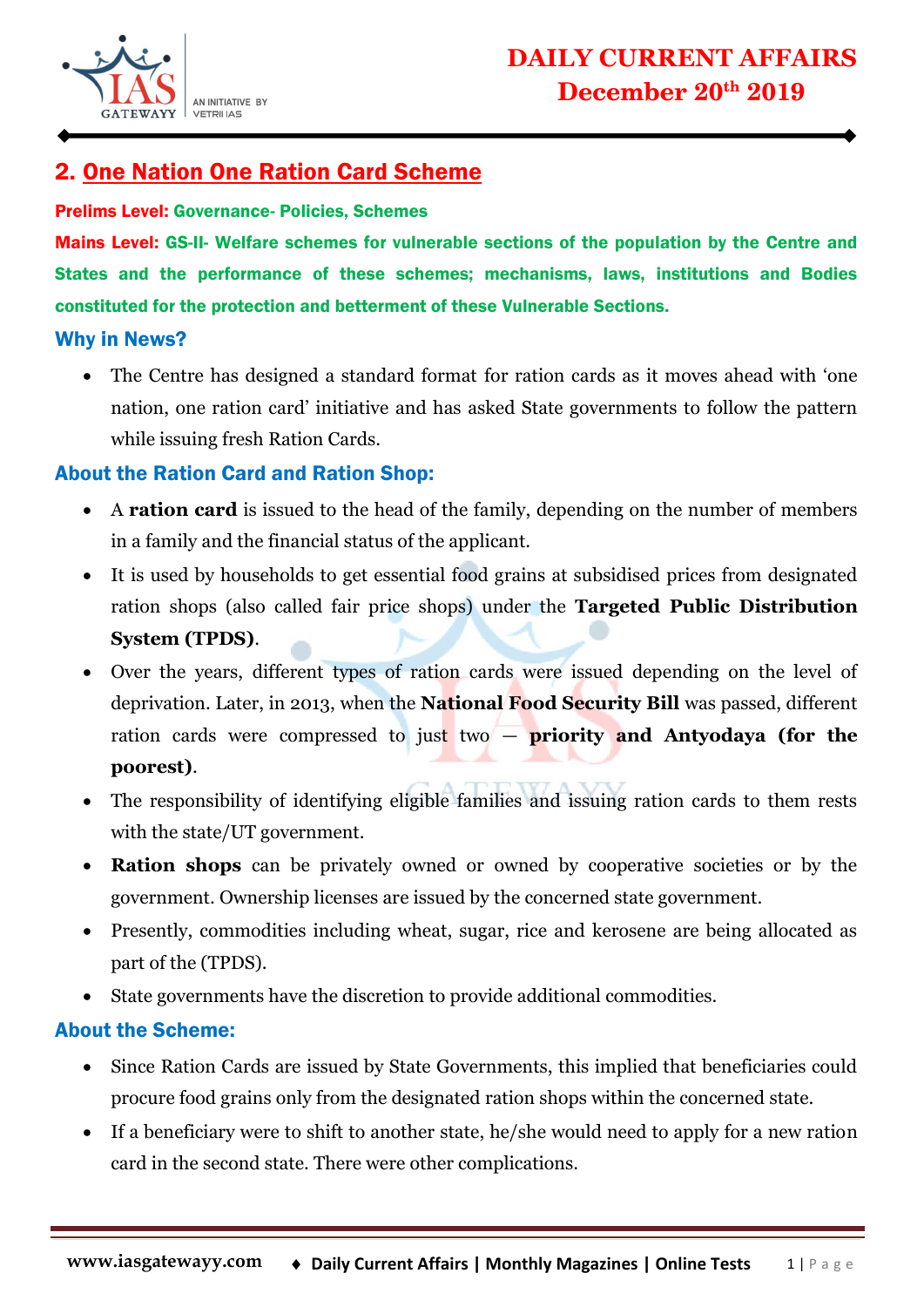## 2. One Nation One Ration Card Scheme

**Prelims Level:** Governance- Policies, Schemes

**Mains Level:** GS-II- Welfare schemes for vulnerable sections of the population by the Centre and States and the performance of these schemes; mechanisms, laws, institutions and Bodies constituted for the protection and betterment of these Vulnerable Sections.

### Why in News?

- The Centre has designed a standard format for ration cards as it moves ahead with 'one nation, one ration card' initiative and has asked State governments to follow the pattern while issuing fresh Ration Cards.

### About the Ration Card and Ration Shop:

- A **ration card** is issued to the head of the family, depending on the number of members in a family and the financial status of the applicant.
- It is used by households to get essential food grains at subsidised prices from designated ration shops (also called fair price shops) under the **Targeted Public Distribution System (TPDS)**.
- Over the years, different types of ration cards were issued depending on the level of deprivation. Later, in 2013, when the **National Food Security Bill** was passed, different ration cards were compressed to just two — **priority and Antyodaya (for the poorest)**.
- The responsibility of identifying eligible families and issuing ration cards to them rests with the state/UT government.
- **Ration shops** can be privately owned or owned by cooperative societies or by the government. Ownership licenses are issued by the concerned state government.
- Presently, commodities including wheat, sugar, rice and kerosene are being allocated as part of the (TPDS).
- State governments have the discretion to provide additional commodities.

### About the Scheme:

- Since Ration Cards are issued by State Governments, this implied that beneficiaries could procure food grains only from the designated ration shops within the concerned state.
- If a beneficiary were to shift to another state, he/she would need to apply for a new ration card in the second state. There were other complications.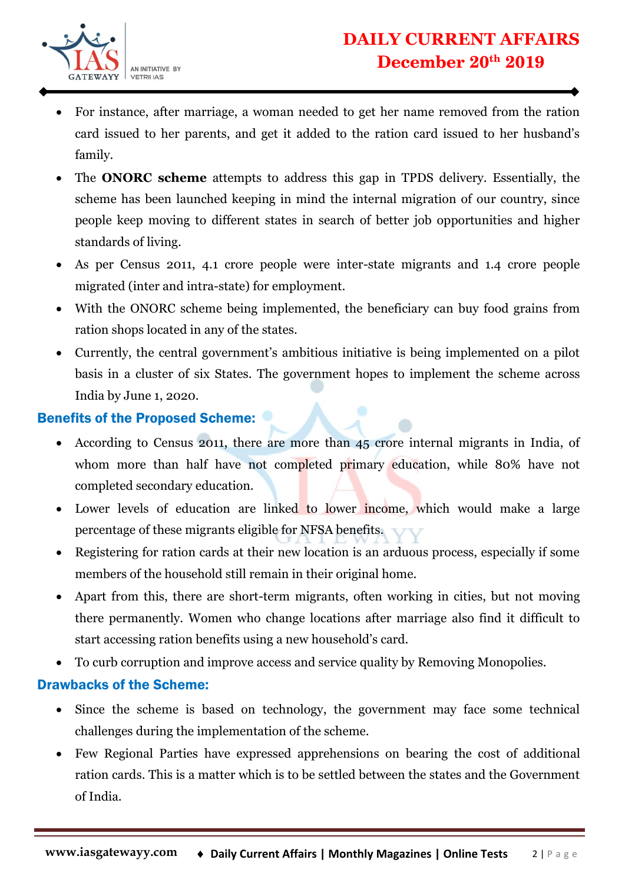- For instance, after marriage, a woman needed to get her name removed from the ration card issued to her parents, and get it added to the ration card issued to her husband's family.
- The **ONORC scheme** attempts to address this gap in TPDS delivery. Essentially, the scheme has been launched keeping in mind the internal migration of our country, since people keep moving to different states in search of better job opportunities and higher standards of living.
- As per Census 2011, 4.1 crore people were inter-state migrants and 1.4 crore people migrated (inter and intra-state) for employment.
- With the ONORC scheme being implemented, the beneficiary can buy food grains from ration shops located in any of the states.
- Currently, the central government's ambitious initiative is being implemented on a pilot basis in a cluster of six States. The government hopes to implement the scheme across India by June 1, 2020.

### Benefits of the Proposed Scheme:

- According to Census 2011, there are more than 45 crore internal migrants in India, of whom more than half have not completed primary education, while 80% have not completed secondary education.
- Lower levels of education are linked to lower income, which would make a large percentage of these migrants eligible for NFSA benefits.
- Registering for ration cards at their new location is an arduous process, especially if some members of the household still remain in their original home.
- Apart from this, there are short-term migrants, often working in cities, but not moving there permanently. Women who change locations after marriage also find it difficult to start accessing ration benefits using a new household's card.
- To curb corruption and improve access and service quality by Removing Monopolies.

### Drawbacks of the Scheme:

- Since the scheme is based on technology, the government may face some technical challenges during the implementation of the scheme.
- Few Regional Parties have expressed apprehensions on bearing the cost of additional ration cards. This is a matter which is to be settled between the states and the Government of India.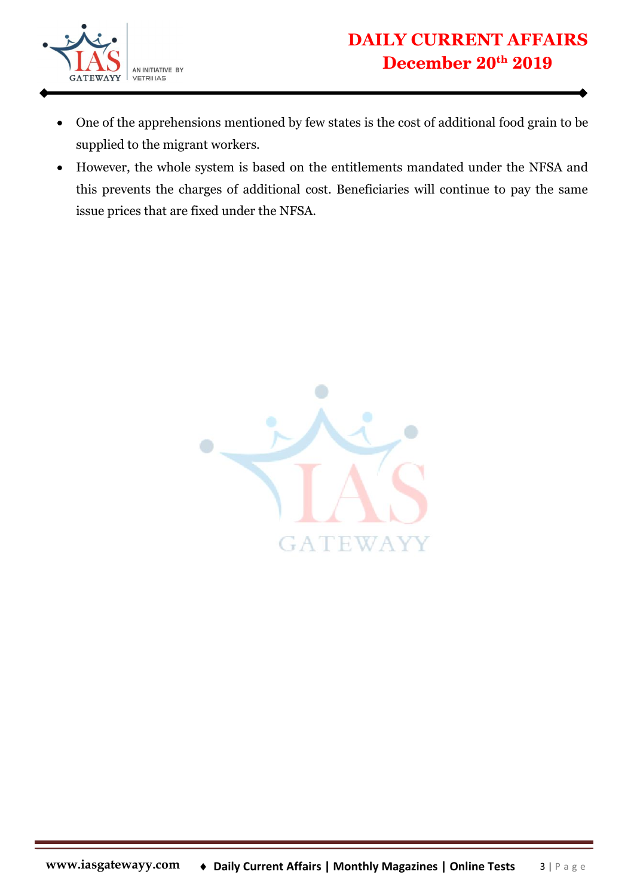- One of the apprehensions mentioned by few states is the cost of additional food grain to be supplied to the migrant workers.
- However, the whole system is based on the entitlements mandated under the NFSA and this prevents the charges of additional cost. Beneficiaries will continue to pay the same issue prices that are fixed under the NFSA.